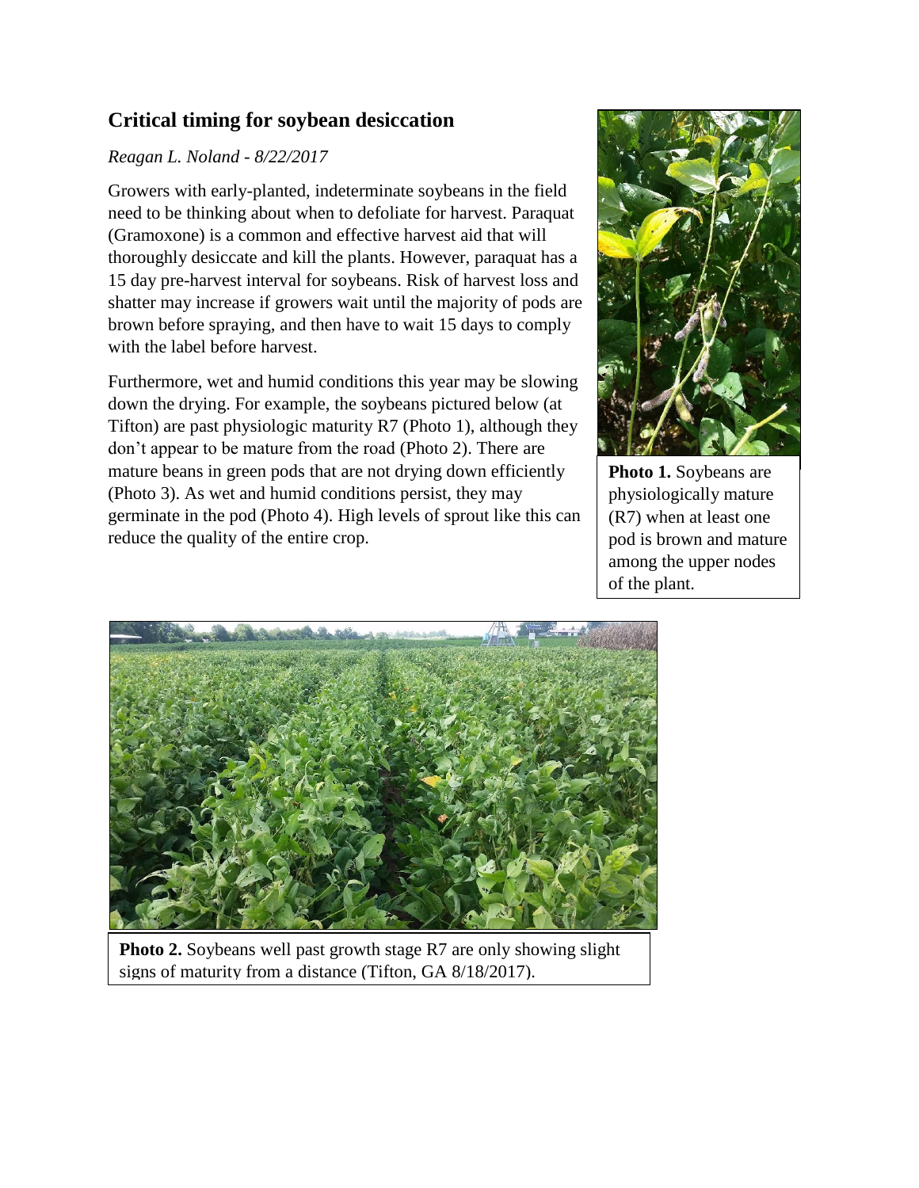## Critical timing for soybean desiccation

*Reagan L. Noland - 8/22/2017*

Growers with early-planted, indeterminate soybeans in the field need to be thinking about when to defoliate for harvest. Paraquat (Gramoxone) is a common and effective harvest aid that will thoroughly desiccate and kill the plants. However, paraquat has a 15 day pre-harvest interval for soybeans. Risk of harvest loss and shatter may increase if growers wait until the majority of pods are brown before spraying, and then have to wait 15 days to comply with the label before harvest.

Furthermore, wet and humid conditions this year may be slowing down the drying. For example, the soybeans pictured below (at Tifton) are past physiologic maturity R7 (Photo 1), although they don't appear to be mature from the road (Photo 2). There are mature beans in green pods that are not drying down efficiently (Photo 3). As wet and humid conditions persist, they may germinate in the pod (Photo 4). High levels of sprout like this can reduce the quality of the entire crop.

**Photo 1.** Soybeans are physiologically mature (R7) when at least one pod is brown and mature among the upper nodes of the plant.

**Photo 2.** Soybeans well past growth stage R7 are only showing slight signs of maturity from a distance (Tifton, GA 8/18/2017).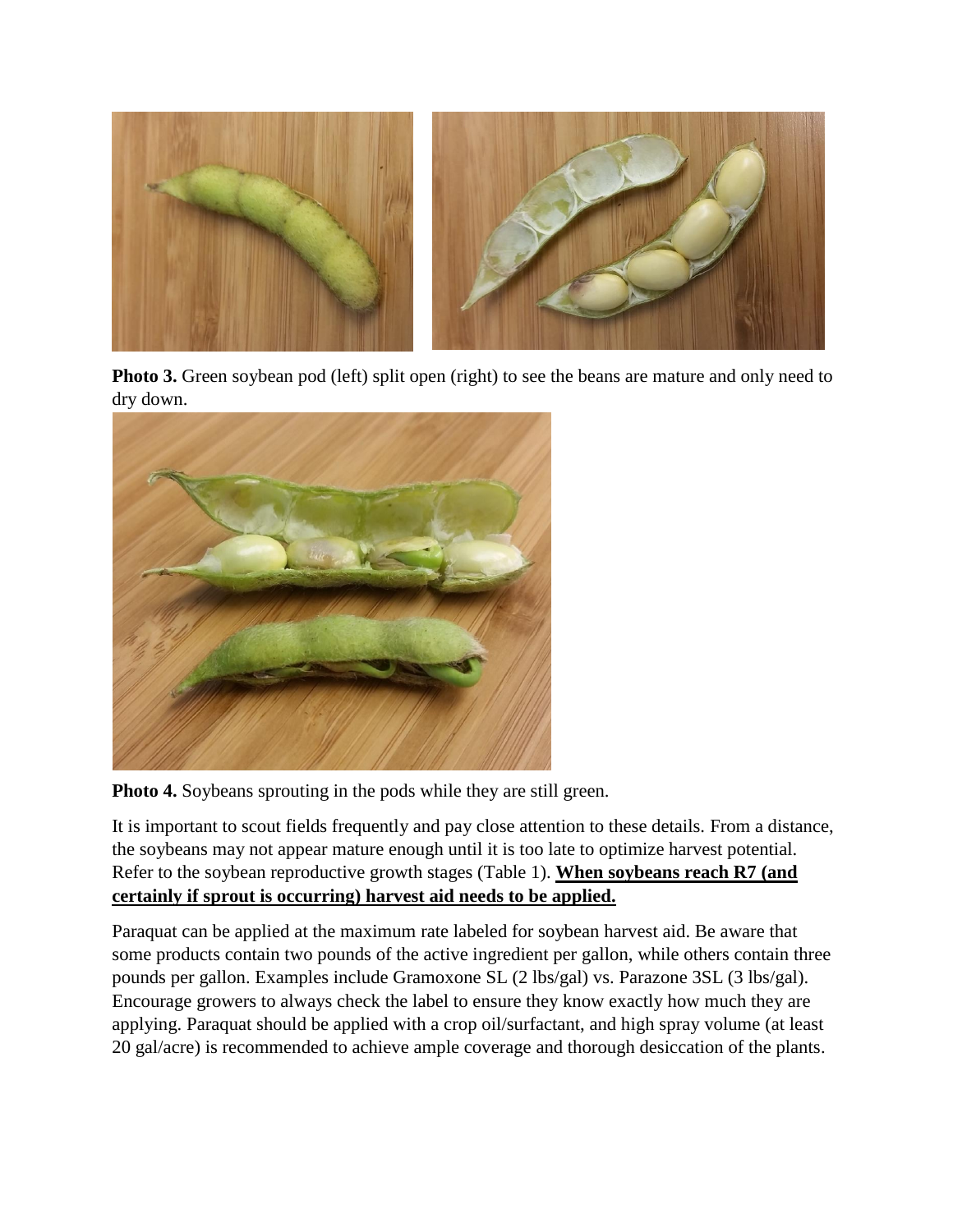**Photo 3.** Green soybean pod (left) split open (right) to see the beans are mature and only need to dry down.

**Photo 4.** Soybeans sprouting in the pods while they are still green.

It is important to scout fields frequently and pay close attention to these details. From a distance, the soybeans may not appear mature enough until it is too late to optimize harvest potential. Refer to the soybean reproductive growth stages (Table 1). **When soybeans reach R7 (and certainly if sprout is occurring) harvest aid needs to be applied.**

Paraquat can be applied at the maximum rate labeled for soybean harvest aid. Be aware that some products contain two pounds of the active ingredient per gallon, while others contain three pounds per gallon. Examples include Gramoxone SL (2 lbs/gal) vs. Parazone 3SL (3 lbs/gal). Encourage growers to always check the label to ensure they know exactly how much they are applying. Paraquat should be applied with a crop oil/surfactant, and high spray volume (at least 20 gal/acre) is recommended to achieve ample coverage and thorough desiccation of the plants.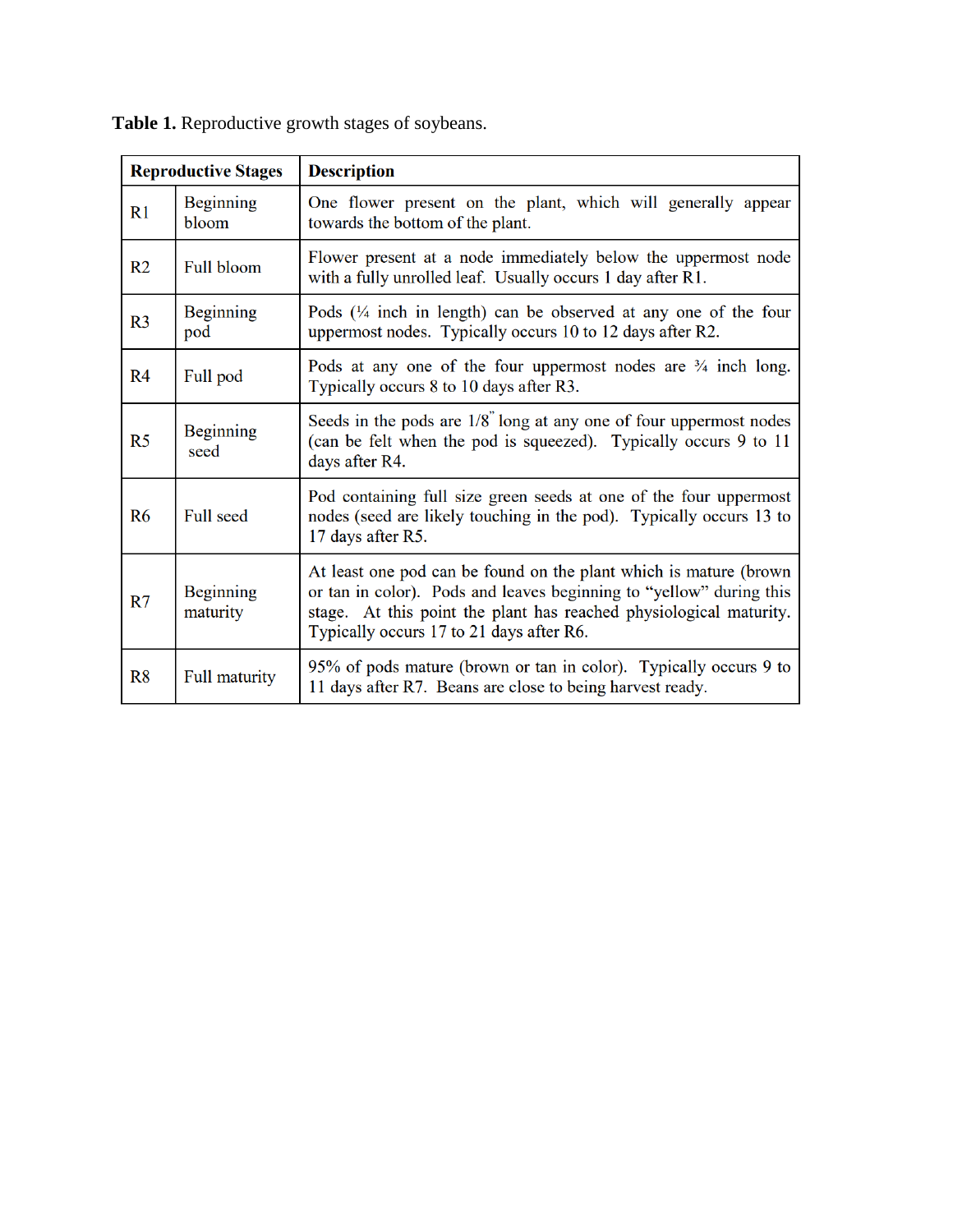**Table 1.** Reproductive growth stages of soybeans.

| Reproductive Stages | | Description |
|---|---|---|
| R1 | Beginning bloom | One flower present on the plant, which will generally appear towards the bottom of the plant. |
| R2 | Full bloom | Flower present at a node immediately below the uppermost node with a fully unrolled leaf. Usually occurs 1 day after R1. |
| R3 | Beginning pod | Pods (¼ inch in length) can be observed at any one of the four uppermost nodes. Typically occurs 10 to 12 days after R2. |
| R4 | Full pod | Pods at any one of the four uppermost nodes are ¾ inch long. Typically occurs 8 to 10 days after R3. |
| R5 | Beginning seed | Seeds in the pods are 1/8" long at any one of four uppermost nodes (can be felt when the pod is squeezed). Typically occurs 9 to 11 days after R4. |
| R6 | Full seed | Pod containing full size green seeds at one of the four uppermost nodes (seed are likely touching in the pod). Typically occurs 13 to 17 days after R5. |
| R7 | Beginning maturity | At least one pod can be found on the plant which is mature (brown or tan in color). Pods and leaves beginning to "yellow" during this stage. At this point the plant has reached physiological maturity. Typically occurs 17 to 21 days after R6. |
| R8 | Full maturity | 95% of pods mature (brown or tan in color). Typically occurs 9 to 11 days after R7. Beans are close to being harvest ready. |